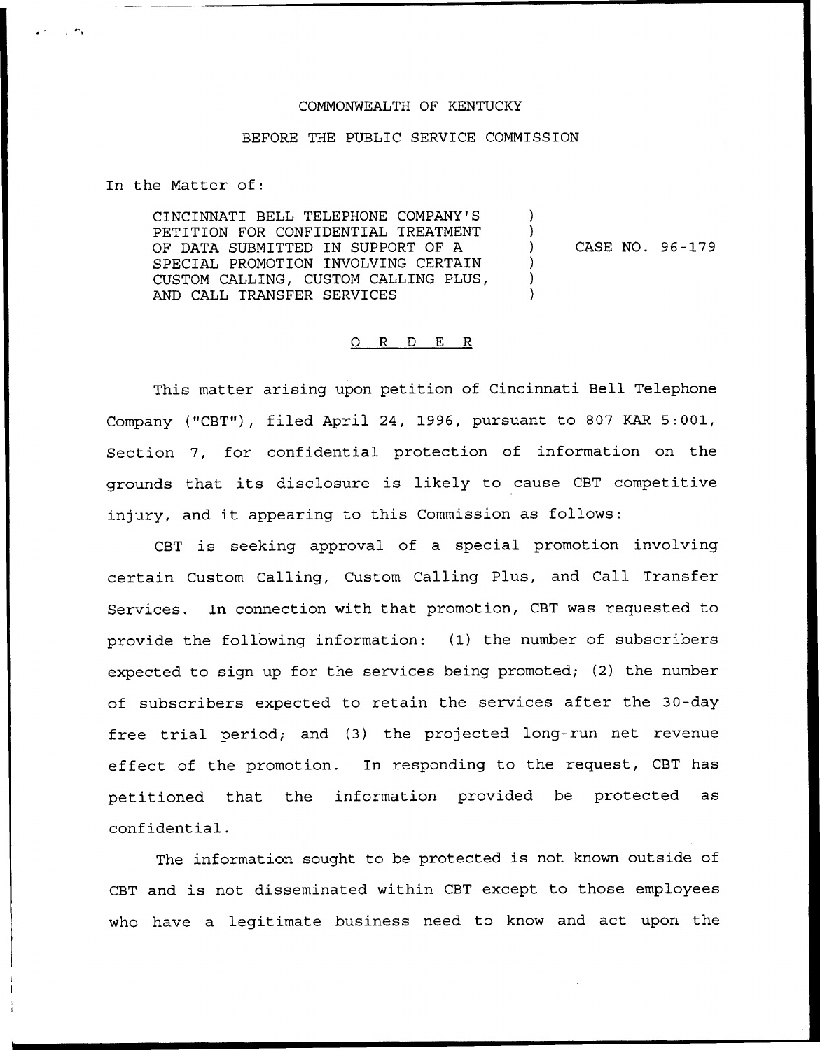COMMONWEALTH OF KENTUCKY

BEFORE THE PUBLIC SERVICE COMMISSION

In the Matter of:

CINCINNATI BELL TELEPHONE COMPANY'S PETITION FOR CONFIDENTIAL TREATMENT OF DATA SUBMITTED IN SUPPORT OF A SPECIAL PROMOTION INVOLVING CERTAIN CUSTOM CALLING, CUSTOM CALLING PLUS, AND CALL TRANSFER SERVICES ) CASE NO. 96-179

O R D E R

This matter arising upon petition of Cincinnati Bell Telephone Company ("CBT"), filed April 24, 1996, pursuant to 807 KAR 5:001, Section 7, for confidential protection of information on the grounds that its disclosure is likely to cause CBT competitive injury, and it appearing to this Commission as follows:

CBT is seeking approval of a special promotion involving certain Custom Calling, Custom Calling Plus, and Call Transfer Services. In connection with that promotion, CBT was requested to provide the following information: (1) the number of subscribers expected to sign up for the services being promoted; (2) the number of subscribers expected to retain the services after the 30-day free trial period; and (3) the projected long-run net revenue effect of the promotion. In responding to the request, CBT has petitioned that the information provided be protected as confidential.

The information sought to be protected is not known outside of CBT and is not disseminated within CBT except to those employees who have a legitimate business need to know and act upon the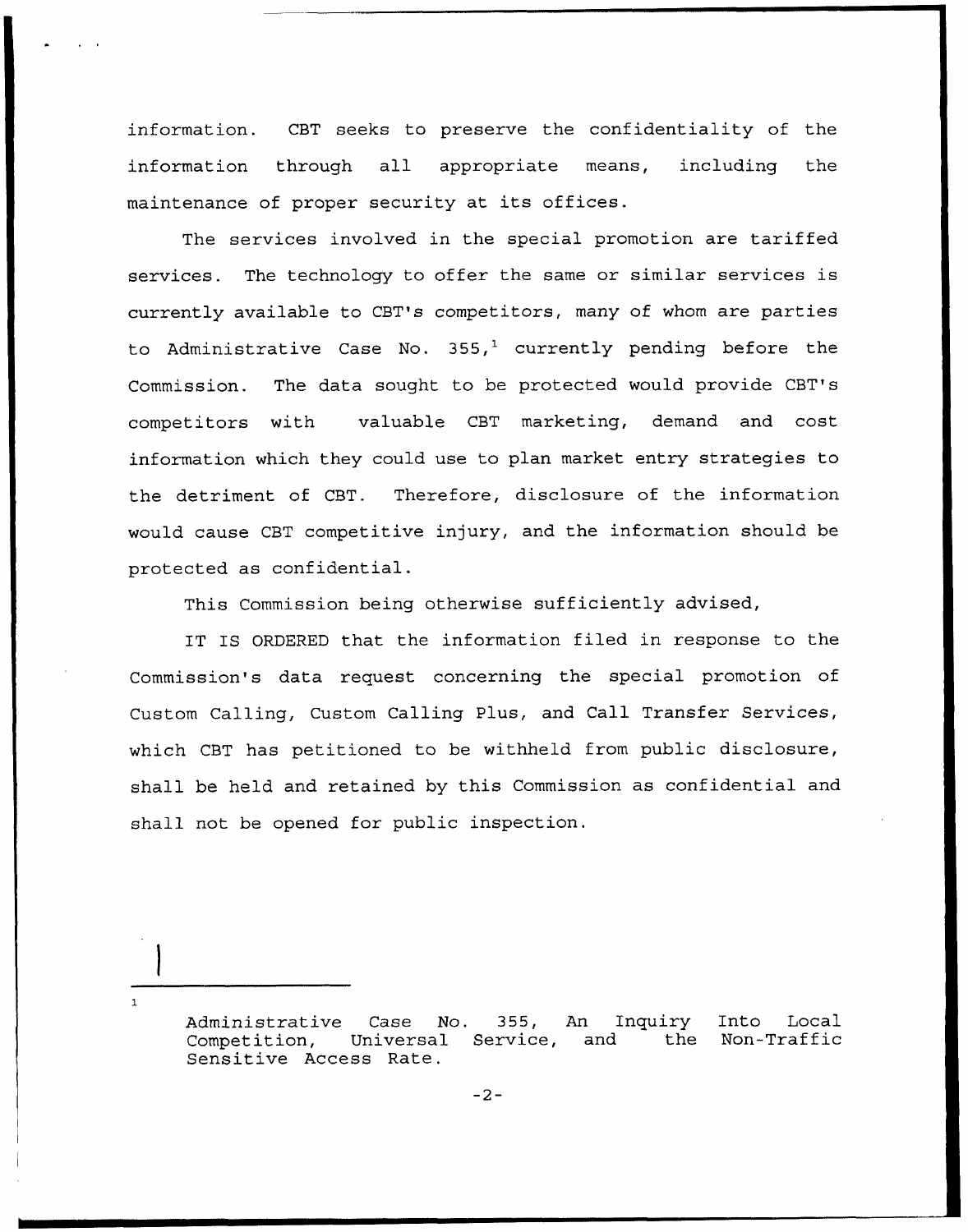information. CBT seeks to preserve the confidentiality of the information through all appropriate means, including the maintenance of proper security at its offices.

The services involved in the special promotion are tariffed services. The technology to offer the same or similar services is currently available to CBT's competitors, many of whom are parties to Administrative Case No. 355,[1] currently pending before the Commission. The data sought to be protected would provide CBT's competitors with valuable CBT marketing, demand and cost information which they could use to plan market entry strategies to the detriment of CBT. Therefore, disclosure of the information would cause CBT competitive injury, and the information should be protected as confidential.

This Commission being otherwise sufficiently advised,

IT IS ORDERED that the information filed in response to the Commission's data request concerning the special promotion of Custom Calling, Custom Calling Plus, and Call Transfer Services, which CBT has petitioned to be withheld from public disclosure, shall be held and retained by this Commission as confidential and shall not be opened for public inspection.

---

[1] Administrative Case No. 355, An Inquiry Into Local Competition, Universal Service, and the Non-Traffic Sensitive Access Rate.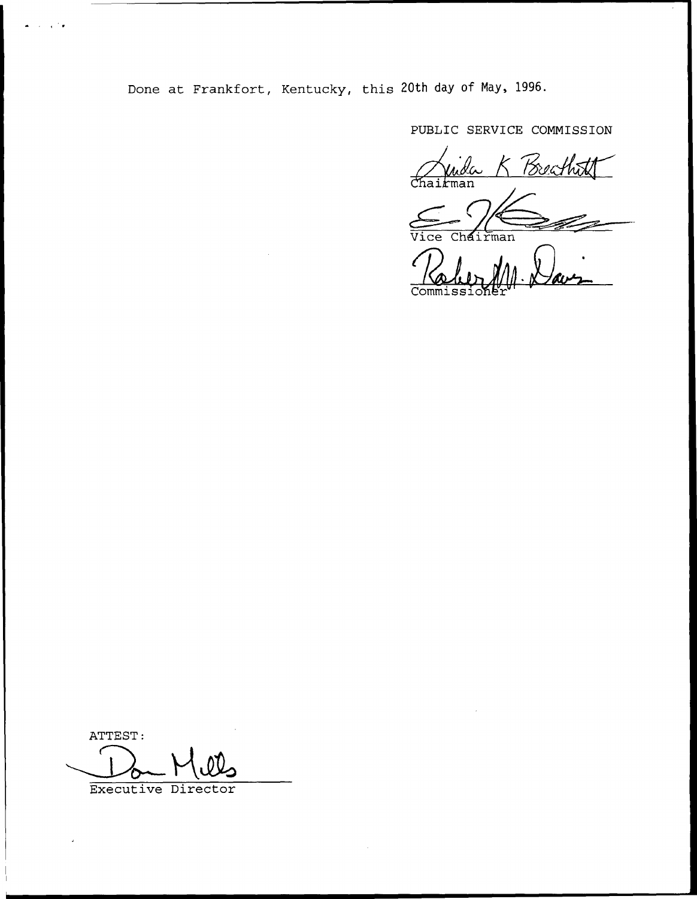Done at Frankfort, Kentucky, this 20th day of May, 1996.

PUBLIC SERVICE COMMISSION

Chairman

Vice Chairman

Commissioner

ATTEST:

Executive Director